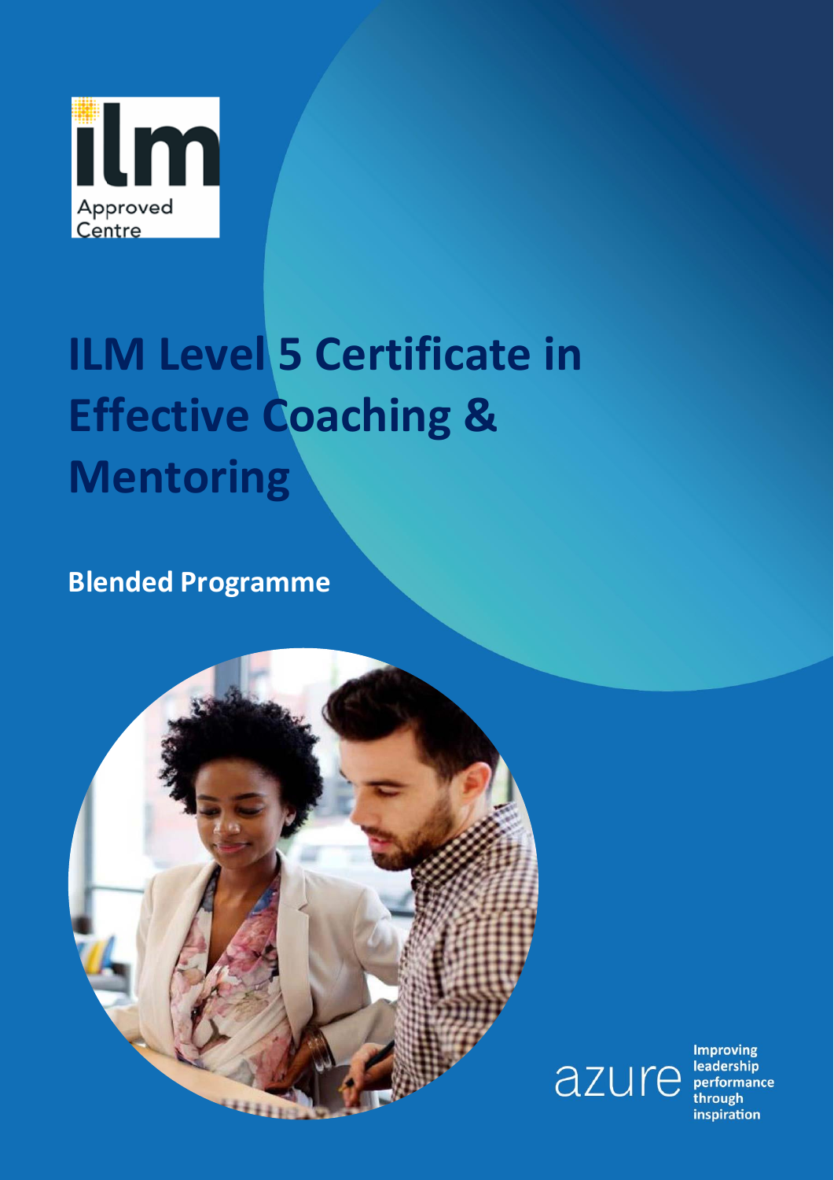ilm Approved Centre

# ILM Level 5 Certificate in Effective Coaching & Mentoring

**Blended Programme**

azure Improving leadership performance through inspiration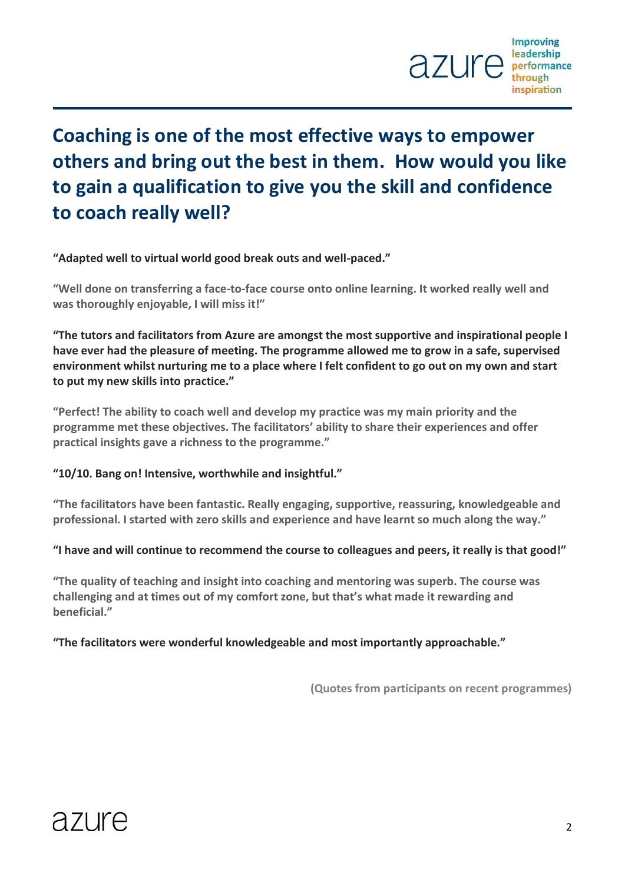## Coaching is one of the most effective ways to empower others and bring out the best in them. How would you like to gain a qualification to give you the skill and confidence to coach really well?

**"Adapted well to virtual world good break outs and well-paced."**

**"Well done on transferring a face-to-face course onto online learning. It worked really well and was thoroughly enjoyable, I will miss it!"**

**"The tutors and facilitators from Azure are amongst the most supportive and inspirational people I have ever had the pleasure of meeting. The programme allowed me to grow in a safe, supervised environment whilst nurturing me to a place where I felt confident to go out on my own and start to put my new skills into practice."**

**"Perfect! The ability to coach well and develop my practice was my main priority and the programme met these objectives. The facilitators' ability to share their experiences and offer practical insights gave a richness to the programme."**

**"10/10. Bang on! Intensive, worthwhile and insightful."**

**"The facilitators have been fantastic. Really engaging, supportive, reassuring, knowledgeable and professional. I started with zero skills and experience and have learnt so much along the way."**

**"I have and will continue to recommend the course to colleagues and peers, it really is that good!"**

**"The quality of teaching and insight into coaching and mentoring was superb. The course was challenging and at times out of my comfort zone, but that's what made it rewarding and beneficial."**

**"The facilitators were wonderful knowledgeable and most importantly approachable."**

**(Quotes from participants on recent programmes)**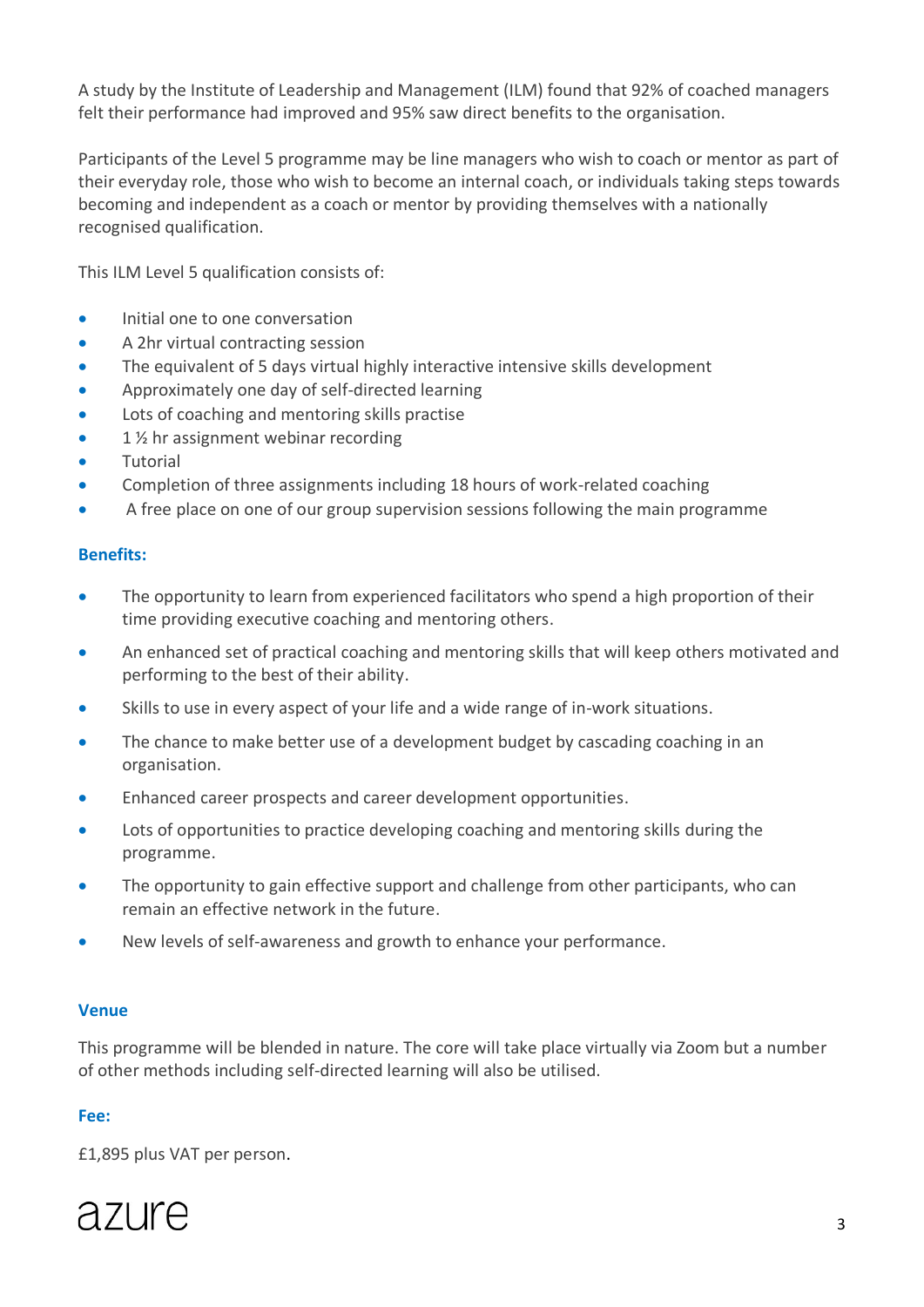A study by the Institute of Leadership and Management (ILM) found that 92% of coached managers felt their performance had improved and 95% saw direct benefits to the organisation.

Participants of the Level 5 programme may be line managers who wish to coach or mentor as part of their everyday role, those who wish to become an internal coach, or individuals taking steps towards becoming and independent as a coach or mentor by providing themselves with a nationally recognised qualification.

This ILM Level 5 qualification consists of:

- Initial one to one conversation
- A 2hr virtual contracting session
- The equivalent of 5 days virtual highly interactive intensive skills development
- Approximately one day of self-directed learning
- Lots of coaching and mentoring skills practise
- 1 ½ hr assignment webinar recording
- Tutorial
- Completion of three assignments including 18 hours of work-related coaching
- A free place on one of our group supervision sessions following the main programme

### Benefits:

- The opportunity to learn from experienced facilitators who spend a high proportion of their time providing executive coaching and mentoring others.
- An enhanced set of practical coaching and mentoring skills that will keep others motivated and performing to the best of their ability.
- Skills to use in every aspect of your life and a wide range of in-work situations.
- The chance to make better use of a development budget by cascading coaching in an organisation.
- Enhanced career prospects and career development opportunities.
- Lots of opportunities to practice developing coaching and mentoring skills during the programme.
- The opportunity to gain effective support and challenge from other participants, who can remain an effective network in the future.
- New levels of self-awareness and growth to enhance your performance.

### Venue

This programme will be blended in nature. The core will take place virtually via Zoom but a number of other methods including self-directed learning will also be utilised.

### Fee:

£1,895 plus VAT per person.

azure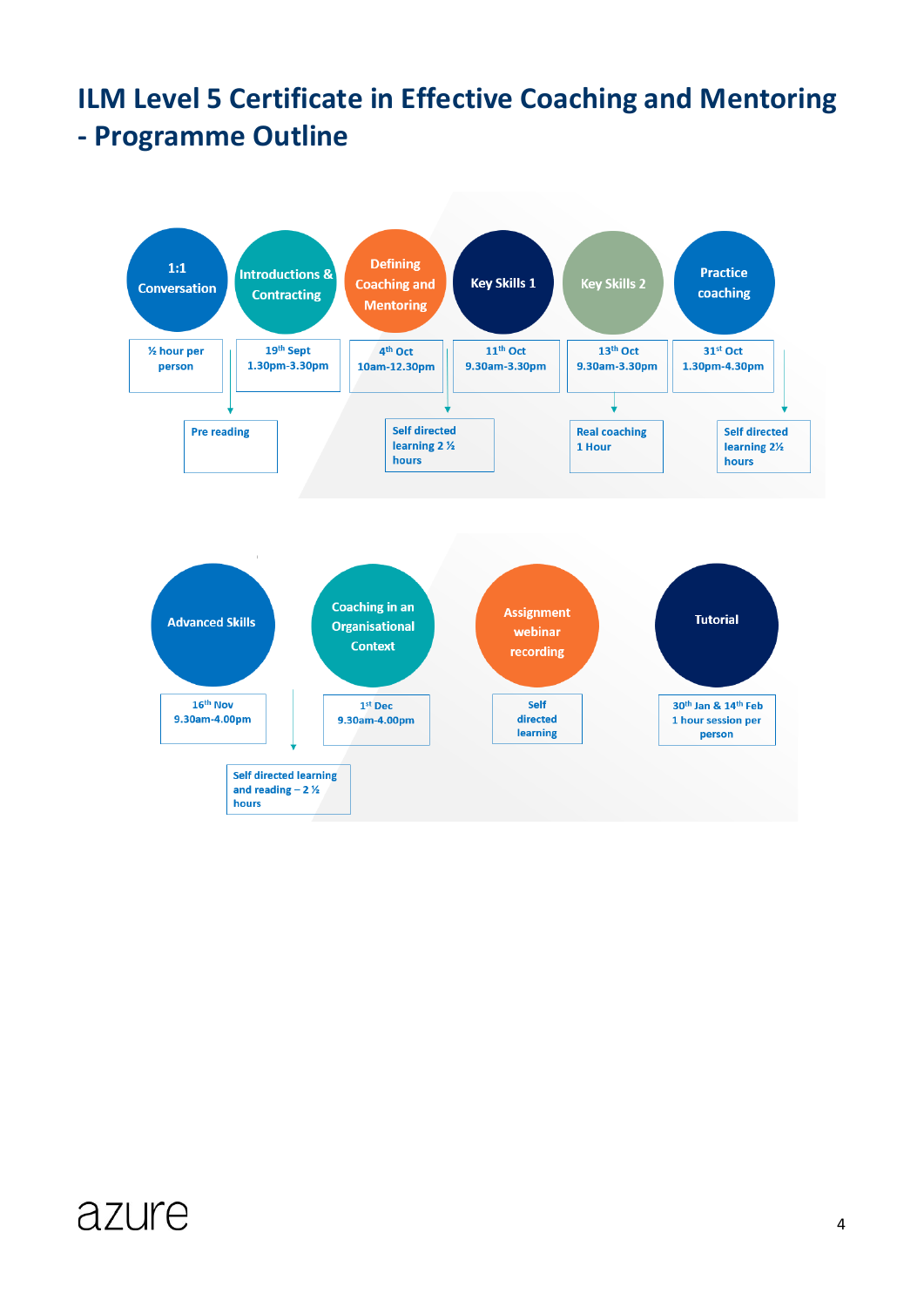# ILM Level 5 Certificate in Effective Coaching and Mentoring - Programme Outline

| Session | Date / Time | Follow-up |
| --- | --- | --- |
| 1:1 Conversation | ½ hour per person | |
| Introductions & Contracting | 19th Sept 1.30pm-3.30pm | Pre reading |
| Defining Coaching and Mentoring | 4th Oct 10am-12.30pm | |
| Key Skills 1 | 11th Oct 9.30am-3.30pm | Self directed learning 2 ½ hours |
| Key Skills 2 | 13th Oct 9.30am-3.30pm | Real coaching 1 Hour |
| Practice coaching | 31st Oct 1.30pm-4.30pm | Self directed learning 2½ hours |
| Advanced Skills | 16th Nov 9.30am-4.00pm | Self directed learning and reading – 2 ½ hours |
| Coaching in an Organisational Context | 1st Dec 9.30am-4.00pm | |
| Assignment webinar recording | Self directed learning | |
| Tutorial | 30th Jan & 14th Feb 1 hour session per person | |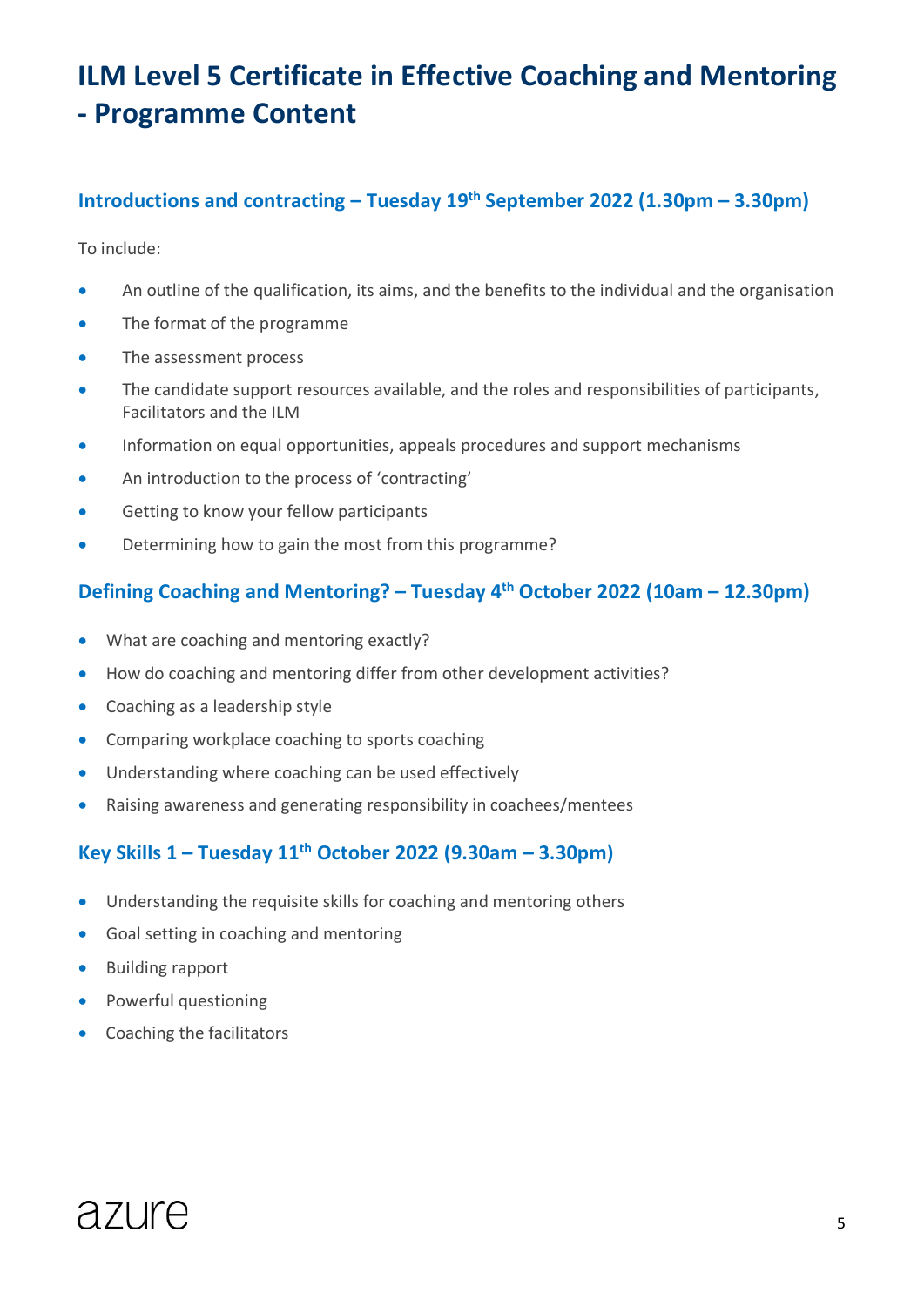# ILM Level 5 Certificate in Effective Coaching and Mentoring - Programme Content

## Introductions and contracting – Tuesday 19th September 2022 (1.30pm – 3.30pm)

To include:

- An outline of the qualification, its aims, and the benefits to the individual and the organisation
- The format of the programme
- The assessment process
- The candidate support resources available, and the roles and responsibilities of participants, Facilitators and the ILM
- Information on equal opportunities, appeals procedures and support mechanisms
- An introduction to the process of 'contracting'
- Getting to know your fellow participants
- Determining how to gain the most from this programme?

## Defining Coaching and Mentoring? – Tuesday 4th October 2022 (10am – 12.30pm)

- What are coaching and mentoring exactly?
- How do coaching and mentoring differ from other development activities?
- Coaching as a leadership style
- Comparing workplace coaching to sports coaching
- Understanding where coaching can be used effectively
- Raising awareness and generating responsibility in coachees/mentees

## Key Skills 1 – Tuesday 11th October 2022 (9.30am – 3.30pm)

- Understanding the requisite skills for coaching and mentoring others
- Goal setting in coaching and mentoring
- Building rapport
- Powerful questioning
- Coaching the facilitators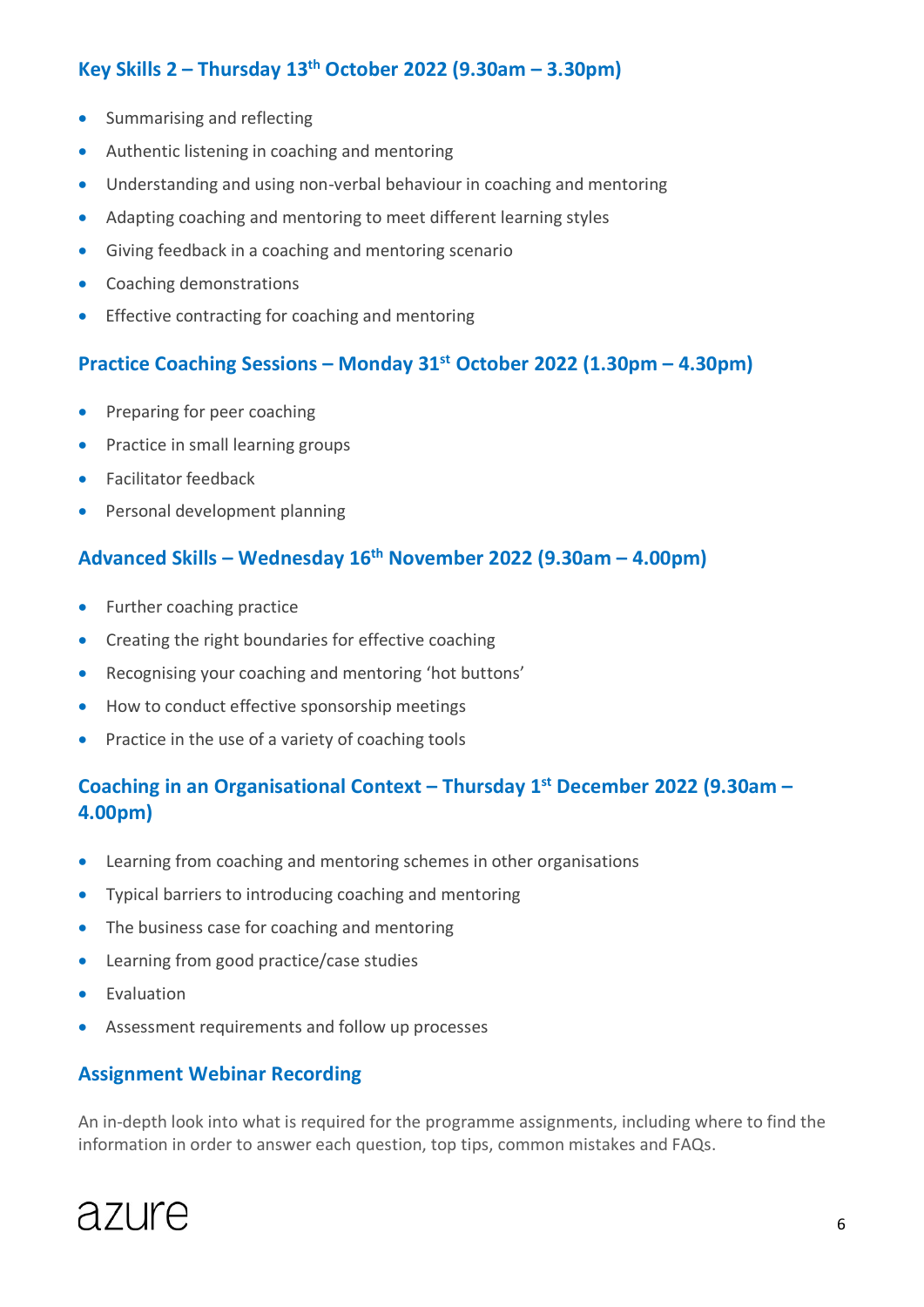### Key Skills 2 – Thursday 13th October 2022 (9.30am – 3.30pm)

- Summarising and reflecting
- Authentic listening in coaching and mentoring
- Understanding and using non-verbal behaviour in coaching and mentoring
- Adapting coaching and mentoring to meet different learning styles
- Giving feedback in a coaching and mentoring scenario
- Coaching demonstrations
- Effective contracting for coaching and mentoring

### Practice Coaching Sessions – Monday 31st October 2022 (1.30pm – 4.30pm)

- Preparing for peer coaching
- Practice in small learning groups
- Facilitator feedback
- Personal development planning

### Advanced Skills – Wednesday 16th November 2022 (9.30am – 4.00pm)

- Further coaching practice
- Creating the right boundaries for effective coaching
- Recognising your coaching and mentoring 'hot buttons'
- How to conduct effective sponsorship meetings
- Practice in the use of a variety of coaching tools

### Coaching in an Organisational Context – Thursday 1st December 2022 (9.30am – 4.00pm)

- Learning from coaching and mentoring schemes in other organisations
- Typical barriers to introducing coaching and mentoring
- The business case for coaching and mentoring
- Learning from good practice/case studies
- Evaluation
- Assessment requirements and follow up processes

### Assignment Webinar Recording

An in-depth look into what is required for the programme assignments, including where to find the information in order to answer each question, top tips, common mistakes and FAQs.

azure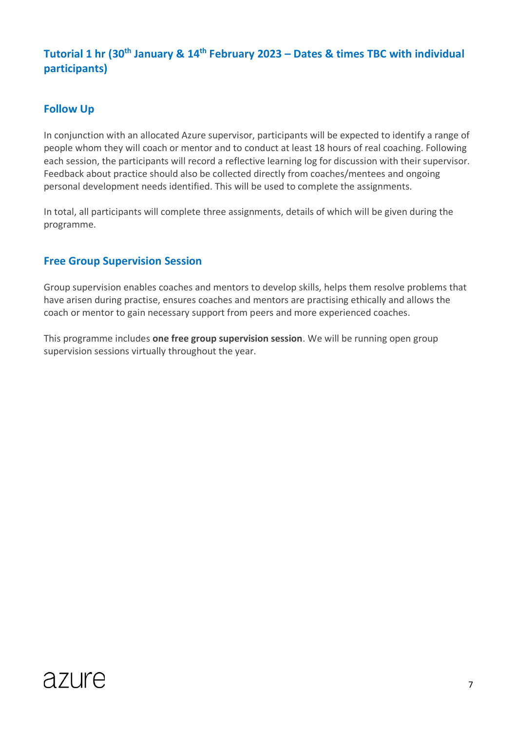## Tutorial 1 hr (30th January & 14th February 2023 – Dates & times TBC with individual participants)

## Follow Up

In conjunction with an allocated Azure supervisor, participants will be expected to identify a range of people whom they will coach or mentor and to conduct at least 18 hours of real coaching. Following each session, the participants will record a reflective learning log for discussion with their supervisor. Feedback about practice should also be collected directly from coaches/mentees and ongoing personal development needs identified. This will be used to complete the assignments.

In total, all participants will complete three assignments, details of which will be given during the programme.

## Free Group Supervision Session

Group supervision enables coaches and mentors to develop skills, helps them resolve problems that have arisen during practise, ensures coaches and mentors are practising ethically and allows the coach or mentor to gain necessary support from peers and more experienced coaches.

This programme includes **one free group supervision session**. We will be running open group supervision sessions virtually throughout the year.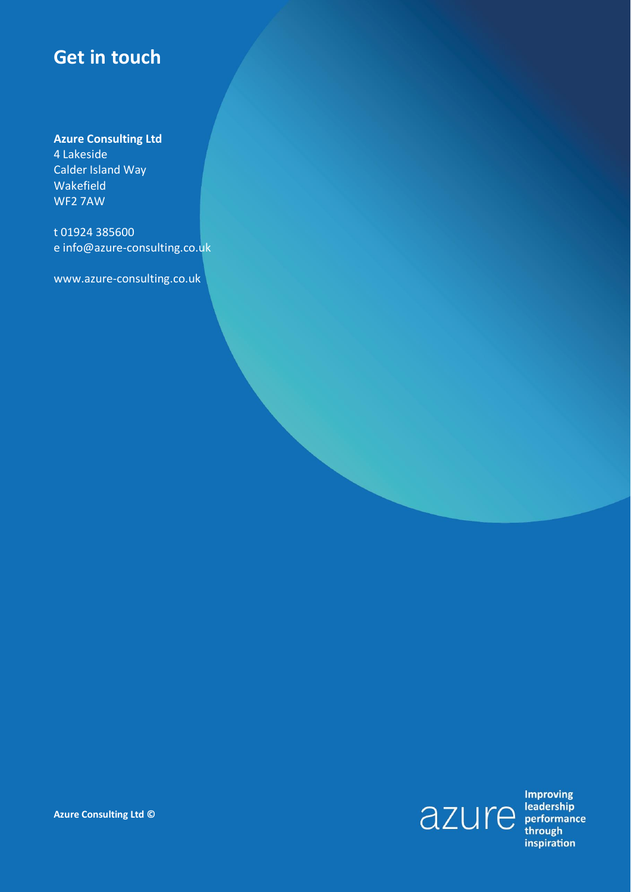# Get in touch

**Azure Consulting Ltd**
4 Lakeside
Calder Island Way
Wakefield
WF2 7AW

t 01924 385600
e info@azure-consulting.co.uk

www.azure-consulting.co.uk

**Azure Consulting Ltd ©**

azure **Improving leadership performance through inspiration**